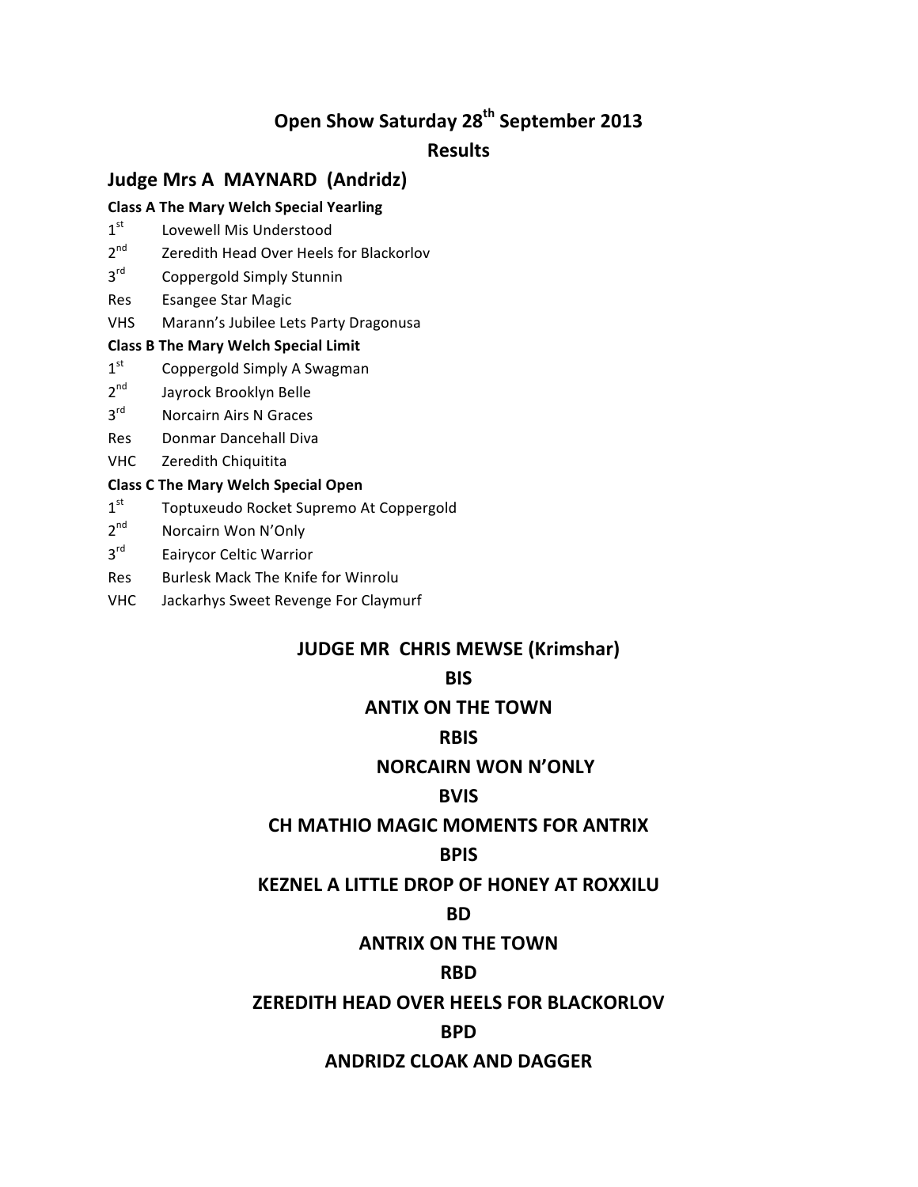# Open Show Saturday 28th September 2013

## Results

## Judge Mrs A MAYNARD (Andridz)

**Class A The Mary Welch Special Yearling**

1st Lovewell Mis Understood
2nd Zeredith Head Over Heels for Blackorlov
3rd Coppergold Simply Stunnin
Res Esangee Star Magic
VHS Marann's Jubilee Lets Party Dragonusa

**Class B The Mary Welch Special Limit**

1st Coppergold Simply A Swagman
2nd Jayrock Brooklyn Belle
3rd Norcairn Airs N Graces
Res Donmar Dancehall Diva
VHC Zeredith Chiquitita

**Class C The Mary Welch Special Open**

1st Toptuxeudo Rocket Supremo At Coppergold
2nd Norcairn Won N'Only
3rd Eairycor Celtic Warrior
Res Burlesk Mack The Knife for Winrolu
VHC Jackarhys Sweet Revenge For Claymurf

## JUDGE MR CHRIS MEWSE (Krimshar)

**BIS**

**ANTIX ON THE TOWN**

**RBIS**

**NORCAIRN WON N'ONLY**

**BVIS**

**CH MATHIO MAGIC MOMENTS FOR ANTRIX**

**BPIS**

**KEZNEL A LITTLE DROP OF HONEY AT ROXXILU**

**BD**

**ANTRIX ON THE TOWN**

**RBD**

**ZEREDITH HEAD OVER HEELS FOR BLACKORLOV**

**BPD**

**ANDRIDZ CLOAK AND DAGGER**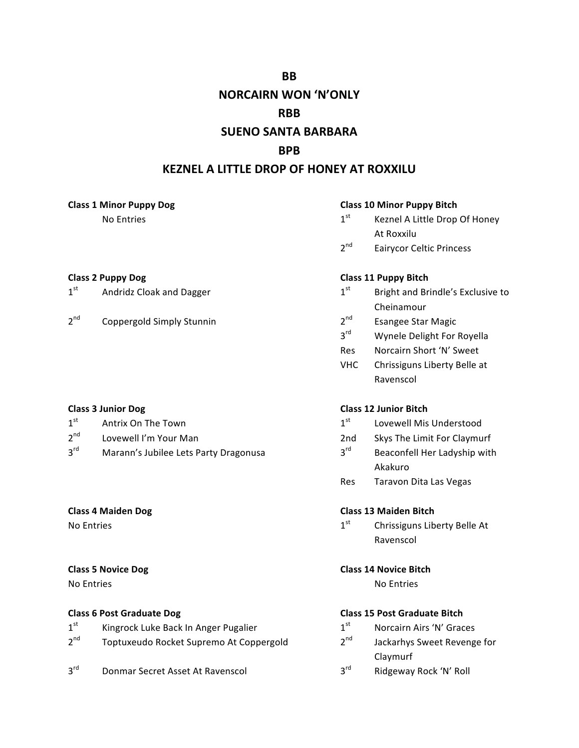**BB**

**NORCAIRN WON 'N'ONLY**

**RBB**

**SUENO SANTA BARBARA**

**BPB**

**KEZNEL A LITTLE DROP OF HONEY AT ROXXILU**

**Class 1 Minor Puppy Dog**

No Entries

**Class 2 Puppy Dog**

1st Andridz Cloak and Dagger

2nd Coppergold Simply Stunnin

**Class 3 Junior Dog**

1st Antrix On The Town

2nd Lovewell I'm Your Man

3rd Marann's Jubilee Lets Party Dragonusa

**Class 4 Maiden Dog**

No Entries

**Class 5 Novice Dog**

No Entries

**Class 6 Post Graduate Dog**

1st Kingrock Luke Back In Anger Pugalier

2nd Toptuxeudo Rocket Supremo At Coppergold

3rd Donmar Secret Asset At Ravenscol

**Class 10 Minor Puppy Bitch**

1st Keznel A Little Drop Of Honey At Roxxilu

2nd Eairycor Celtic Princess

**Class 11 Puppy Bitch**

1st Bright and Brindle's Exclusive to Cheinamour

2nd Esangee Star Magic

3rd Wynele Delight For Royella

Res Norcairn Short 'N' Sweet

VHC Chrissiguns Liberty Belle at Ravenscol

**Class 12 Junior Bitch**

1st Lovewell Mis Understood

2nd Skys The Limit For Claymurf

3rd Beaconfell Her Ladyship with Akakuro

Res Taravon Dita Las Vegas

**Class 13 Maiden Bitch**

1st Chrissiguns Liberty Belle At Ravenscol

**Class 14 Novice Bitch**

No Entries

**Class 15 Post Graduate Bitch**

1st Norcairn Airs 'N' Graces

2nd Jackarhys Sweet Revenge for Claymurf

3rd Ridgeway Rock 'N' Roll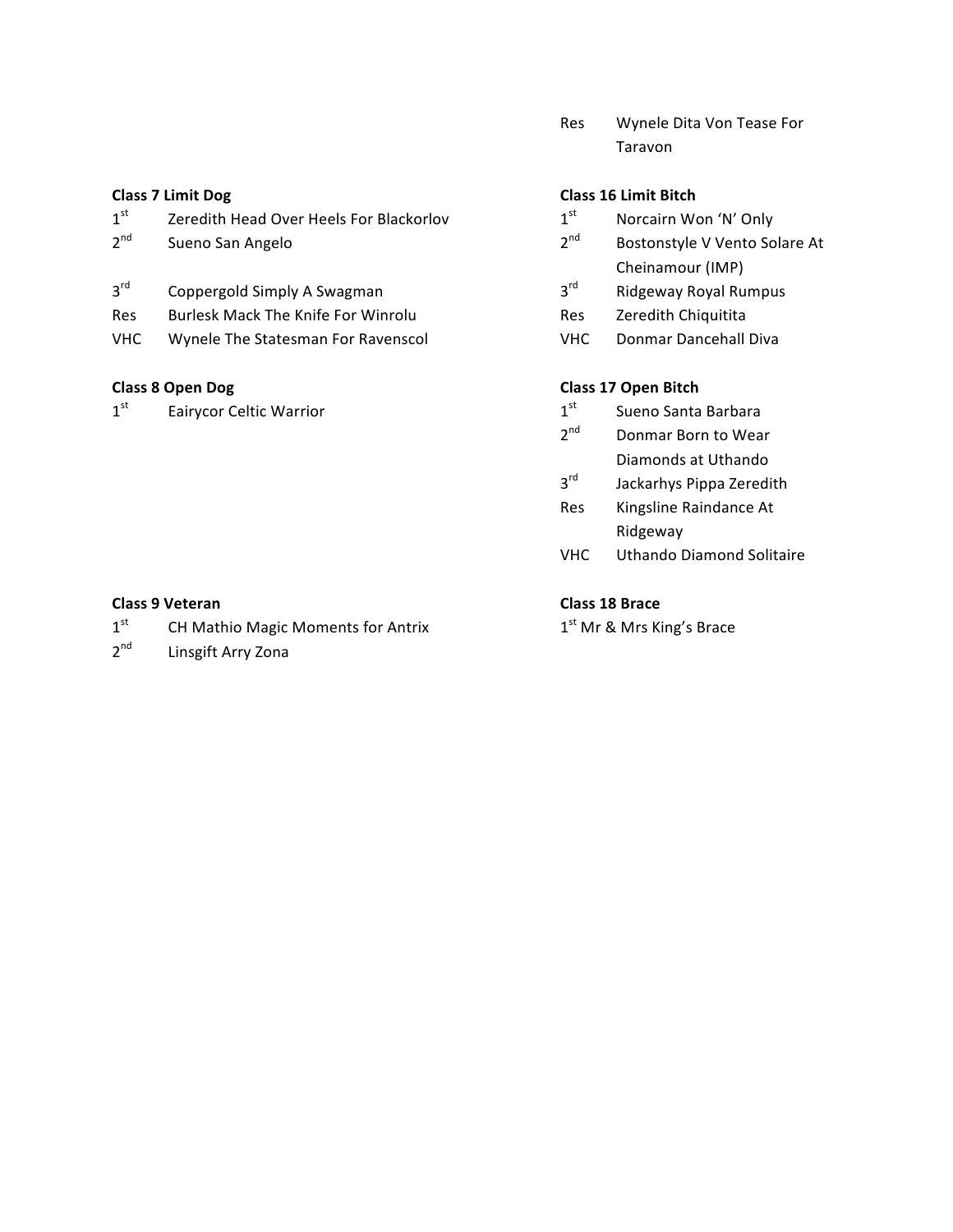**Class 7 Limit Dog**

1st Zeredith Head Over Heels For Blackorlov
2nd Sueno San Angelo
3rd Coppergold Simply A Swagman
Res Burlesk Mack The Knife For Winrolu
VHC Wynele The Statesman For Ravenscol

**Class 8 Open Dog**

1st Eairycor Celtic Warrior

**Class 9 Veteran**

1st CH Mathio Magic Moments for Antrix
2nd Linsgift Arry Zona

Res Wynele Dita Von Tease For Taravon

**Class 16 Limit Bitch**

1st Norcairn Won 'N' Only
2nd Bostonstyle V Vento Solare At Cheinamour (IMP)
3rd Ridgeway Royal Rumpus
Res Zeredith Chiquitita
VHC Donmar Dancehall Diva

**Class 17 Open Bitch**

1st Sueno Santa Barbara
2nd Donmar Born to Wear Diamonds at Uthando
3rd Jackarhys Pippa Zeredith
Res Kingsline Raindance At Ridgeway
VHC Uthando Diamond Solitaire

**Class 18 Brace**

1st Mr & Mrs King's Brace